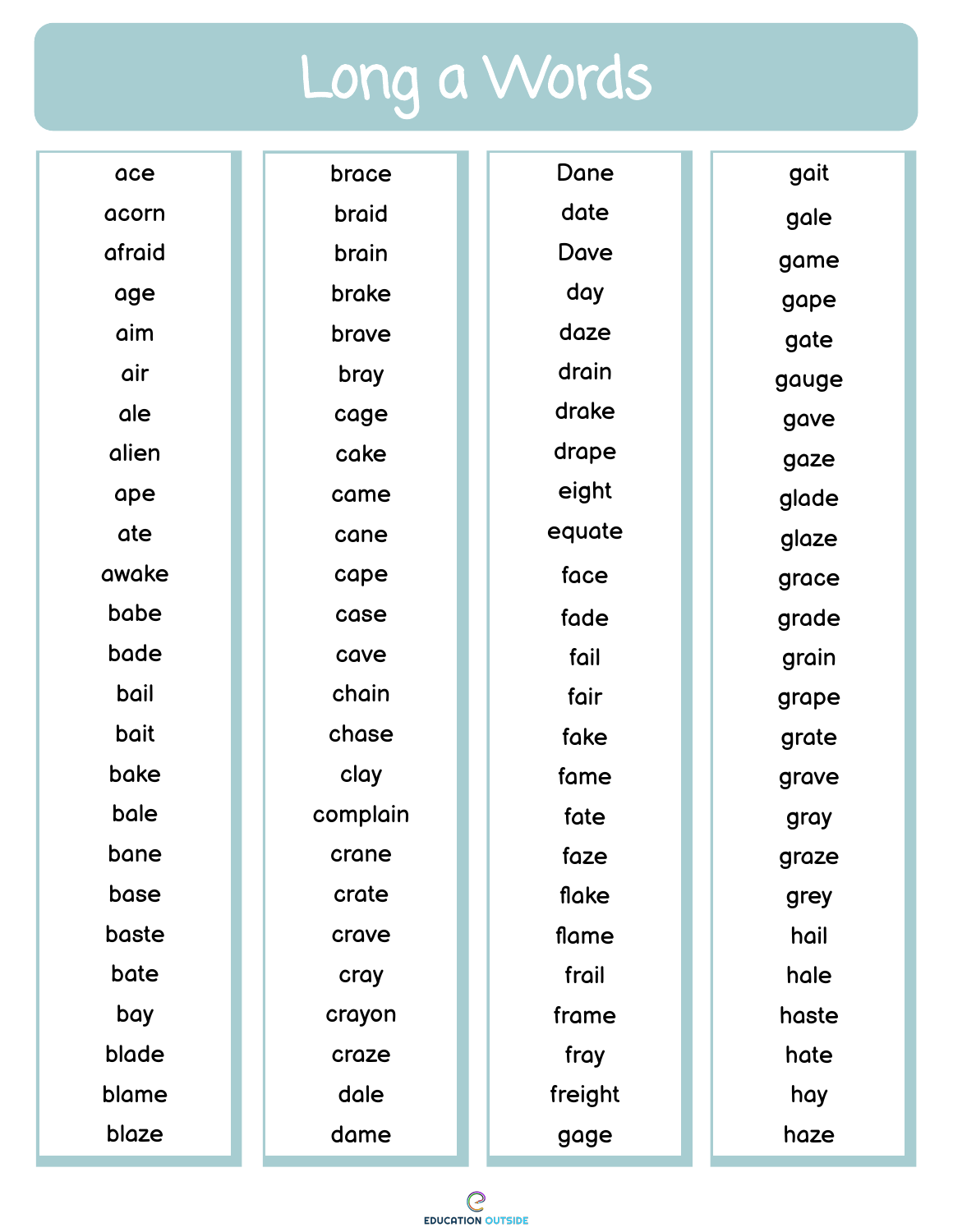# Long a Words

- ace
- acorn
- afraid
- age
- aim
- air
- ale
- alien
- ape
- ate
- awake
- babe
- bade
- bail
- bait
- bake
- bale
- bane
- base
- baste
- bate
- bay
- blade
- blame
- blaze
- brace
- braid
- brain
- brake
- brave
- bray
- cage
- cake
- came
- cane
- cape
- case
- cave
- chain
- chase
- clay
- complain
- crane
- crate
- crave
- cray
- crayon
- craze
- dale
- dame
- Dane
- date
- Dave
- day
- daze
- drain
- drake
- drape
- eight
- equate
- face
- fade
- fail
- fair
- fake
- fame
- fate
- faze
- flake
- flame
- frail
- frame
- fray
- freight
- gage
- gait
- gale
- game
- gape
- gate
- gauge
- gave
- gaze
- glade
- glaze
- grace
- grade
- grain
- grape
- grate
- grave
- gray
- graze
- grey
- hail
- hale
- haste
- hate
- hay
- haze

EDUCATION OUTSIDE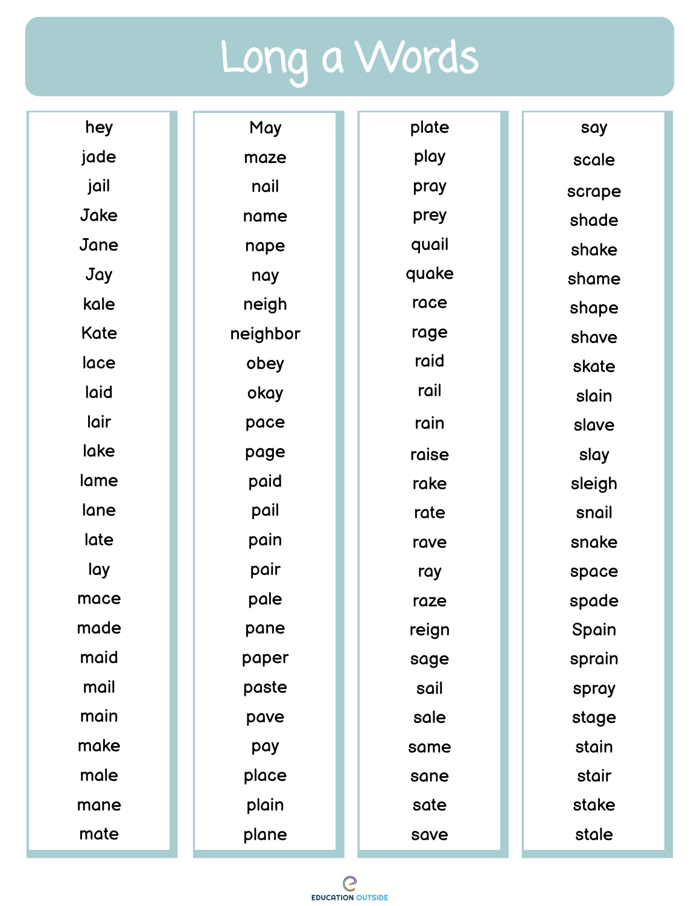# Long a Words

hey
jade
jail
Jake
Jane
Jay
kale
Kate
lace
laid
lair
lake
lame
lane
late
lay
mace
made
maid
mail
main
make
male
mane
mate

May
maze
nail
name
nape
nay
neigh
neighbor
obey
okay
pace
page
paid
pail
pain
pair
pale
pane
paper
paste
pave
pay
place
plain
plane

plate
play
pray
prey
quail
quake
race
rage
raid
rail
rain
raise
rake
rate
rave
ray
raze
reign
sage
sail
sale
same
sane
sate
save

say
scale
scrape
shade
shake
shame
shape
shave
skate
slain
slave
slay
sleigh
snail
snake
space
spade
Spain
sprain
spray
stage
stain
stair
stake
stale

EDUCATION OUTSIDE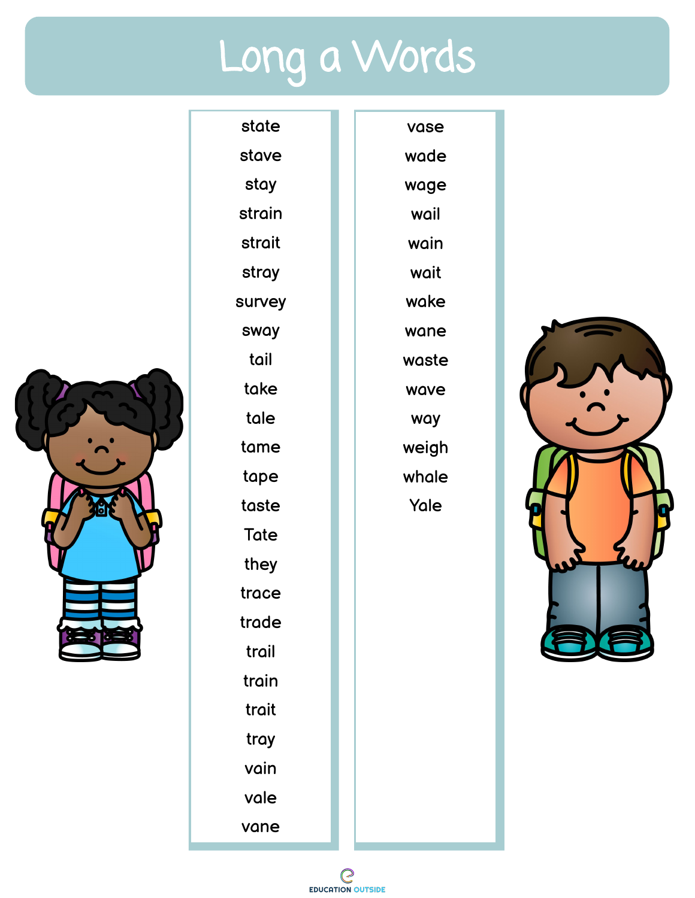# Long a Words

state
stave
stay
strain
strait
stray
survey
sway
tail
take
tale
tame
tape
taste
Tate
they
trace
trade
trail
train
trait
tray
vain
vale
vane

vase
wade
wage
wail
wain
wait
wake
wane
waste
wave
way
weigh
whale
Yale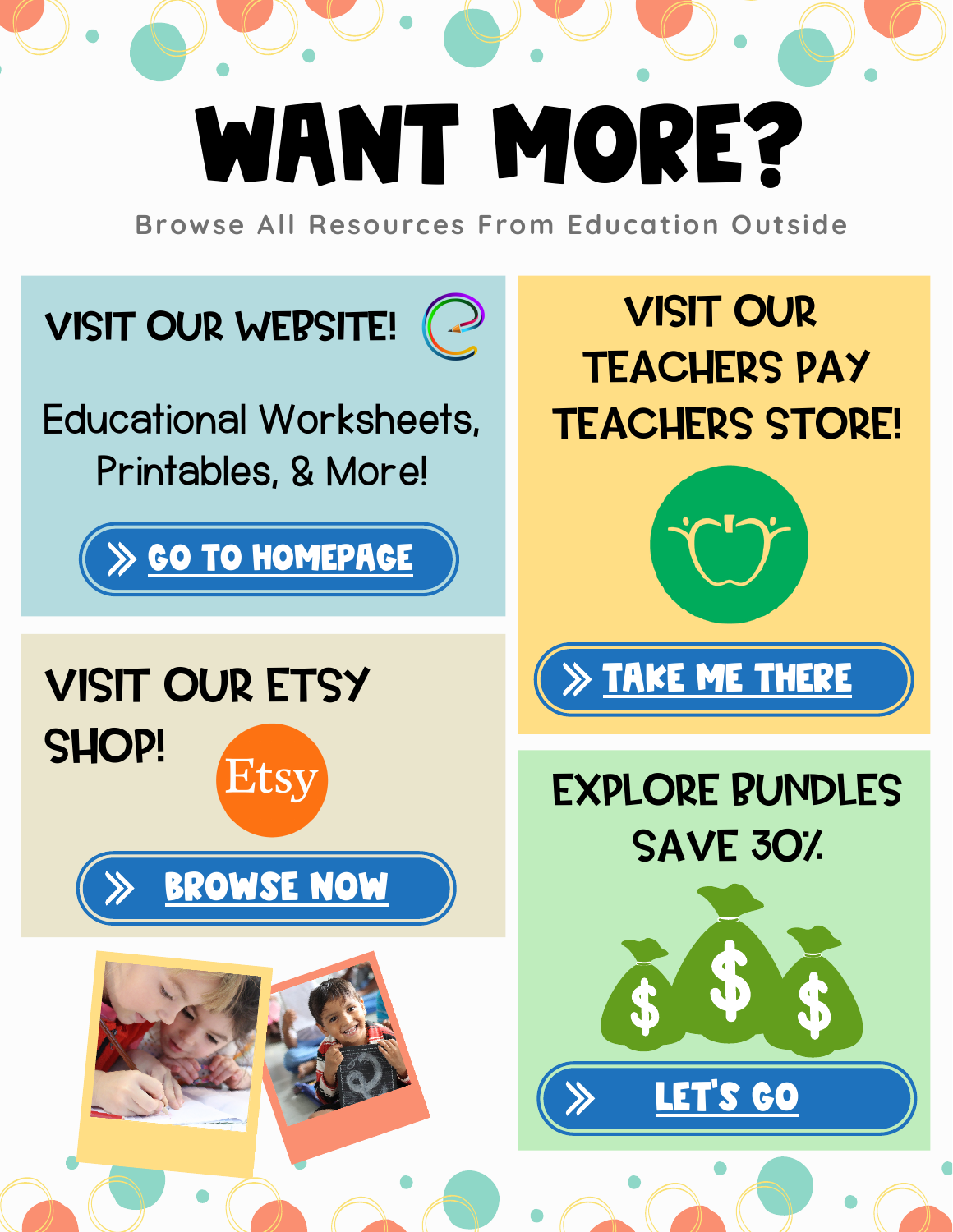# WANT MORE?

Browse All Resources From Education Outside

## VISIT OUR WEBSITE!

Educational Worksheets, Printables, & More!

GO TO HOMEPAGE

## VISIT OUR TEACHERS PAY TEACHERS STORE!

TAKE ME THERE

## VISIT OUR ETSY SHOP!

Etsy

BROWSE NOW

## EXPLORE BUNDLES SAVE 30%

LET'S GO